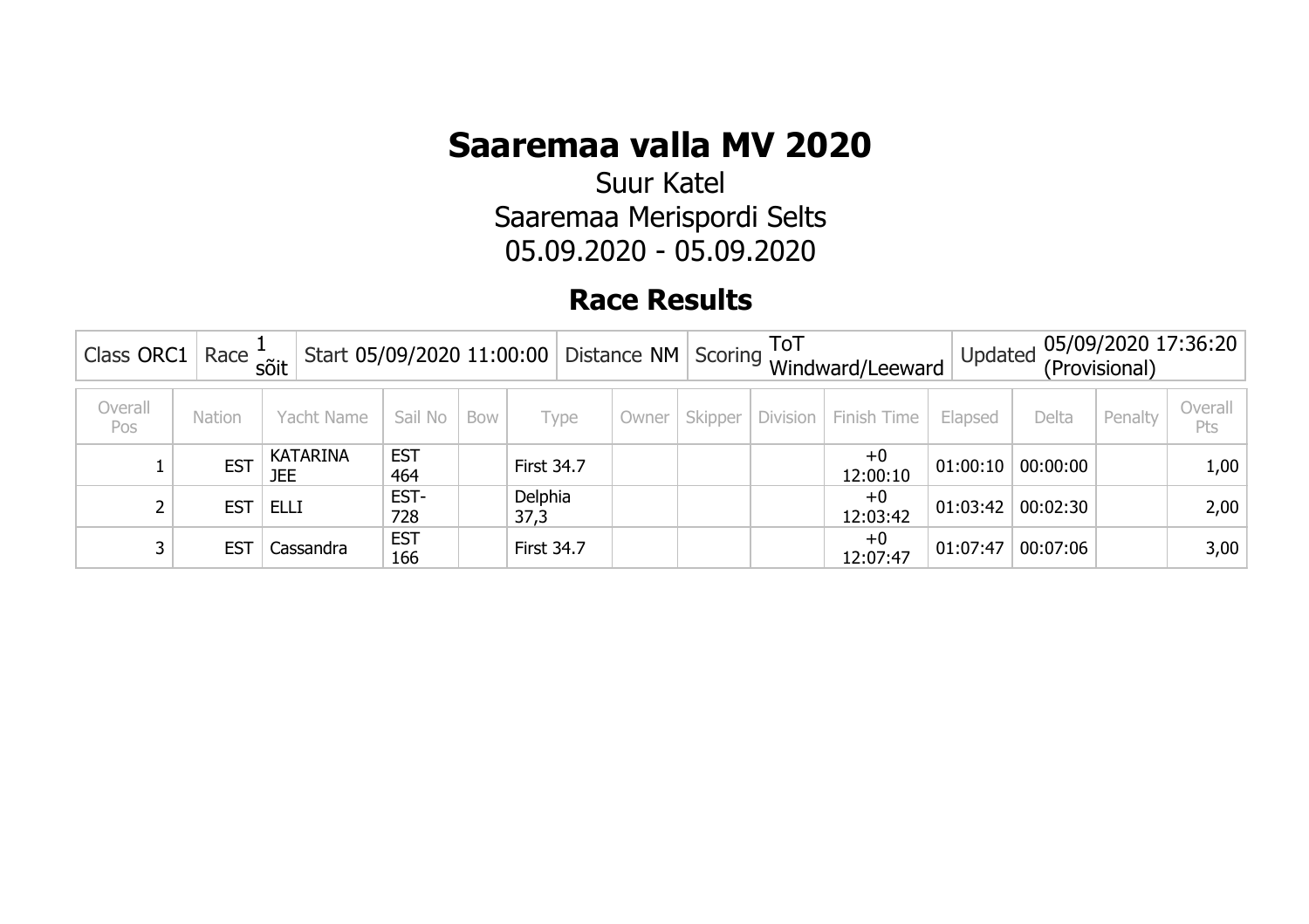# Saaremaa valla MV 2020

Suur Katel

Saaremaa Merispordi Selts

05.09.2020 - 05.09.2020

## Race Results

| Class ORC1 | Race 1 sõit | Start 05/09/2020 11:00:00 | Distance NM | Scoring ToT Windward/Leeward | Updated 05/09/2020 17:36:20 (Provisional) |
|---|---|---|---|---|---|

| Overall Pos | Nation | Yacht Name | Sail No | Bow | Type | Owner | Skipper | Division | Finish Time | Elapsed | Delta | Penalty | Overall Pts |
|---|---|---|---|---|---|---|---|---|---|---|---|---|---|
| 1 | EST | KATARINA JEE | EST 464 | | First 34.7 | | | | +0 12:00:10 | 01:00:10 | 00:00:00 | | 1,00 |
| 2 | EST | ELLI | EST-728 | | Delphia 37,3 | | | | +0 12:03:42 | 01:03:42 | 00:02:30 | | 2,00 |
| 3 | EST | Cassandra | EST 166 | | First 34.7 | | | | +0 12:07:47 | 01:07:47 | 00:07:06 | | 3,00 |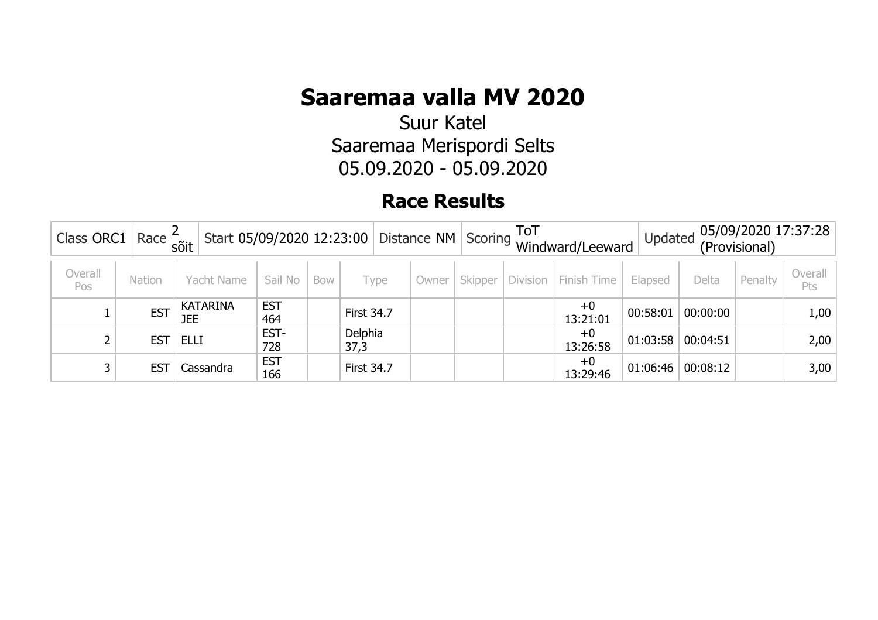# Saaremaa valla MV 2020

Suur Katel
Saaremaa Merispordi Selts
05.09.2020 - 05.09.2020

## Race Results

| Class ORC1 | Race 2 sõit | Start 05/09/2020 12:23:00 | Distance NM | Scoring ToT Windward/Leeward | Updated 05/09/2020 17:37:28 (Provisional) |
|---|---|---|---|---|---|

| Overall Pos | Nation | Yacht Name | Sail No | Bow | Type | Owner | Skipper | Division | Finish Time | Elapsed | Delta | Penalty | Overall Pts |
|---|---|---|---|---|---|---|---|---|---|---|---|---|---|
| 1 | EST | KATARINA JEE | EST 464 | | First 34.7 | | | | +0 13:21:01 | 00:58:01 | 00:00:00 | | 1,00 |
| 2 | EST | ELLI | EST-728 | | Delphia 37,3 | | | | +0 13:26:58 | 01:03:58 | 00:04:51 | | 2,00 |
| 3 | EST | Cassandra | EST 166 | | First 34.7 | | | | +0 13:29:46 | 01:06:46 | 00:08:12 | | 3,00 |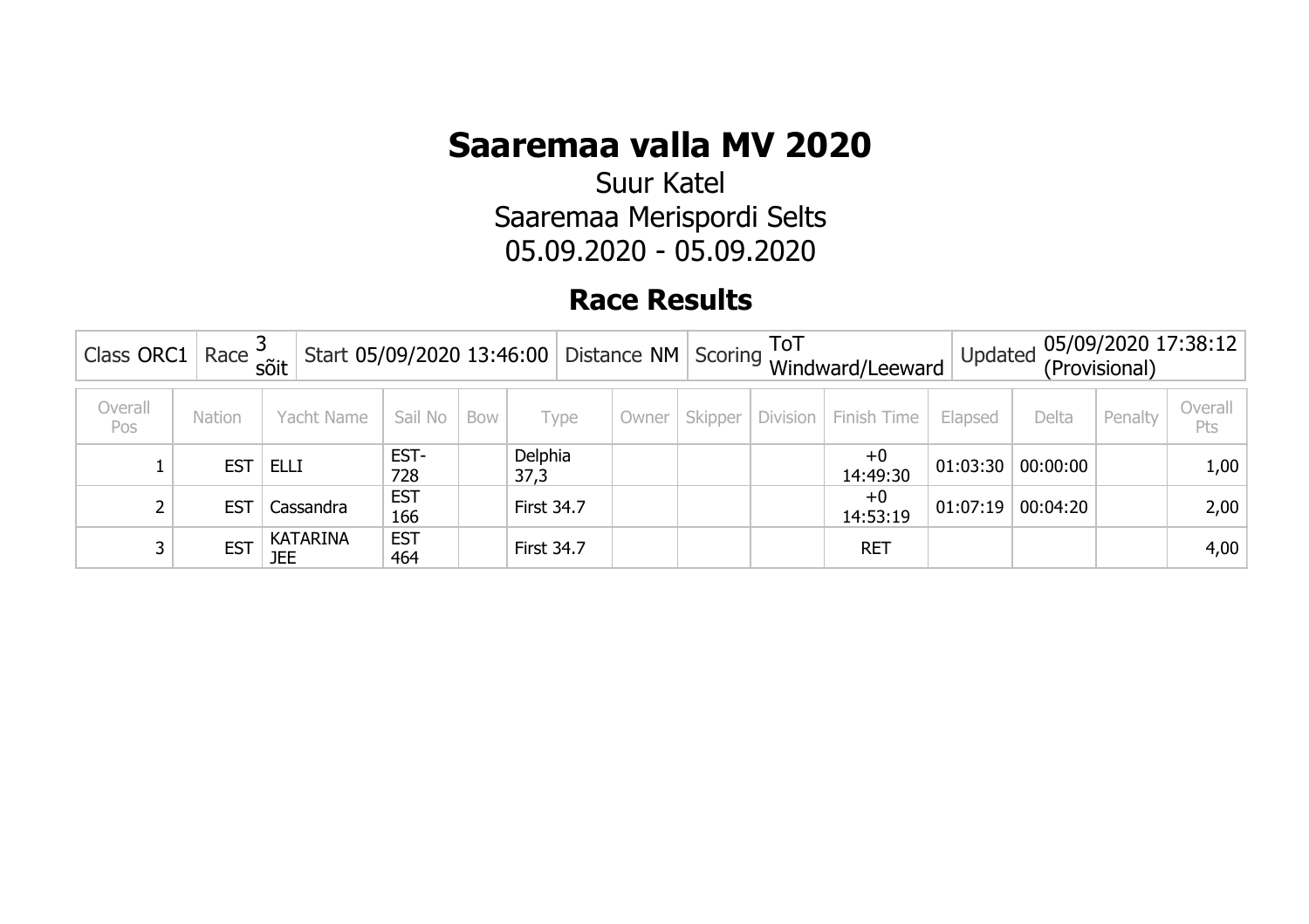# Saaremaa valla MV 2020

Suur Katel
Saaremaa Merispordi Selts
05.09.2020 - 05.09.2020

## Race Results

| Class ORC1 | Race 3 sõit | Start 05/09/2020 13:46:00 | Distance NM | Scoring ToT Windward/Leeward | Updated 05/09/2020 17:38:12 (Provisional) |
|---|---|---|---|---|---|

| Overall Pos | Nation | Yacht Name | Sail No | Bow | Type | Owner | Skipper | Division | Finish Time | Elapsed | Delta | Penalty | Overall Pts |
|---|---|---|---|---|---|---|---|---|---|---|---|---|---|
| 1 | EST | ELLI | EST-728 | | Delphia 37,3 | | | | +0 14:49:30 | 01:03:30 | 00:00:00 | | 1,00 |
| 2 | EST | Cassandra | EST 166 | | First 34.7 | | | | +0 14:53:19 | 01:07:19 | 00:04:20 | | 2,00 |
| 3 | EST | KATARINA JEE | EST 464 | | First 34.7 | | | | RET | | | | 4,00 |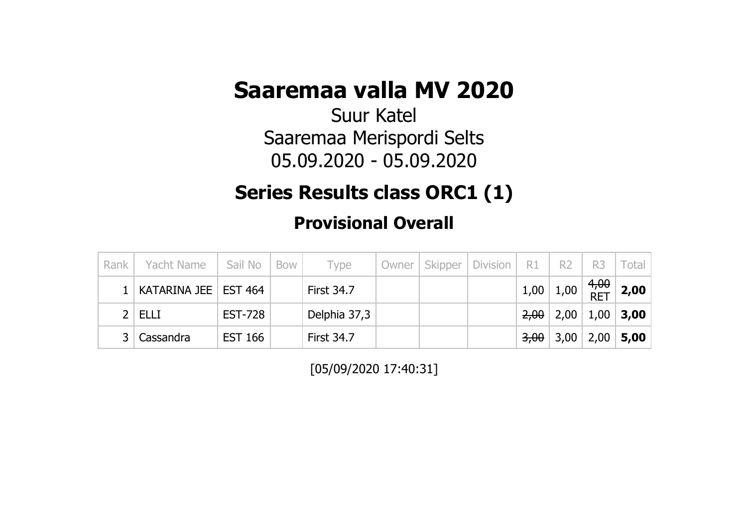# Saaremaa valla MV 2020

Suur Katel
Saaremaa Merispordi Selts
05.09.2020 - 05.09.2020

## Series Results class ORC1 (1)

### Provisional Overall

| Rank | Yacht Name | Sail No | Bow | Type | Owner | Skipper | Division | R1 | R2 | R3 | Total |
|---|---|---|---|---|---|---|---|---|---|---|---|
| 1 | KATARINA JEE | EST 464 | | First 34.7 | | | | 1,00 | 1,00 | ~~4,00~~ RET | **2,00** |
| 2 | ELLI | EST-728 | | Delphia 37,3 | | | | ~~2,00~~ | 2,00 | 1,00 | **3,00** |
| 3 | Cassandra | EST 166 | | First 34.7 | | | | ~~3,00~~ | 3,00 | 2,00 | **5,00** |

[05/09/2020 17:40:31]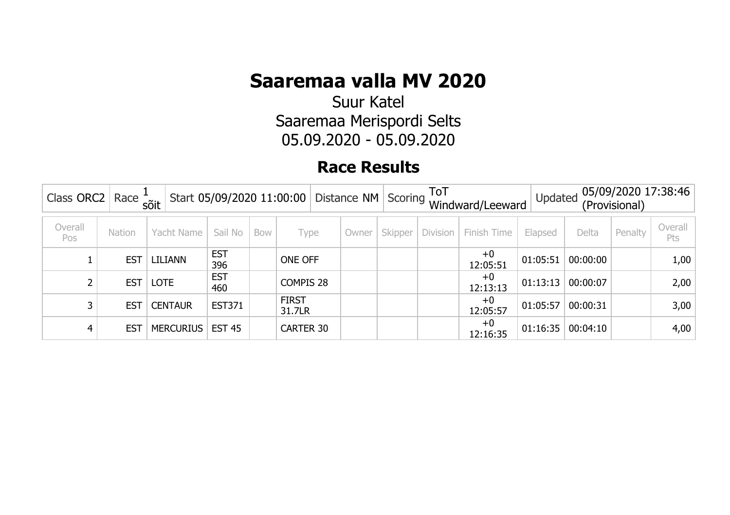# Saaremaa valla MV 2020

Suur Katel
Saaremaa Merispordi Selts
05.09.2020 - 05.09.2020

## Race Results

| Class ORC2 | Race 1 sõit | Start 05/09/2020 11:00:00 | Distance NM | Scoring ToT Windward/Leeward | Updated 05/09/2020 17:38:46 (Provisional) |
|---|---|---|---|---|---|

| Overall Pos | Nation | Yacht Name | Sail No | Bow | Type | Owner | Skipper | Division | Finish Time | Elapsed | Delta | Penalty | Overall Pts |
|---|---|---|---|---|---|---|---|---|---|---|---|---|---|
| 1 | EST | LILIANN | EST 396 | | ONE OFF | | | | +0 12:05:51 | 01:05:51 | 00:00:00 | | 1,00 |
| 2 | EST | LOTE | EST 460 | | COMPIS 28 | | | | +0 12:13:13 | 01:13:13 | 00:00:07 | | 2,00 |
| 3 | EST | CENTAUR | EST371 | | FIRST 31.7LR | | | | +0 12:05:57 | 01:05:57 | 00:00:31 | | 3,00 |
| 4 | EST | MERCURIUS | EST 45 | | CARTER 30 | | | | +0 12:16:35 | 01:16:35 | 00:04:10 | | 4,00 |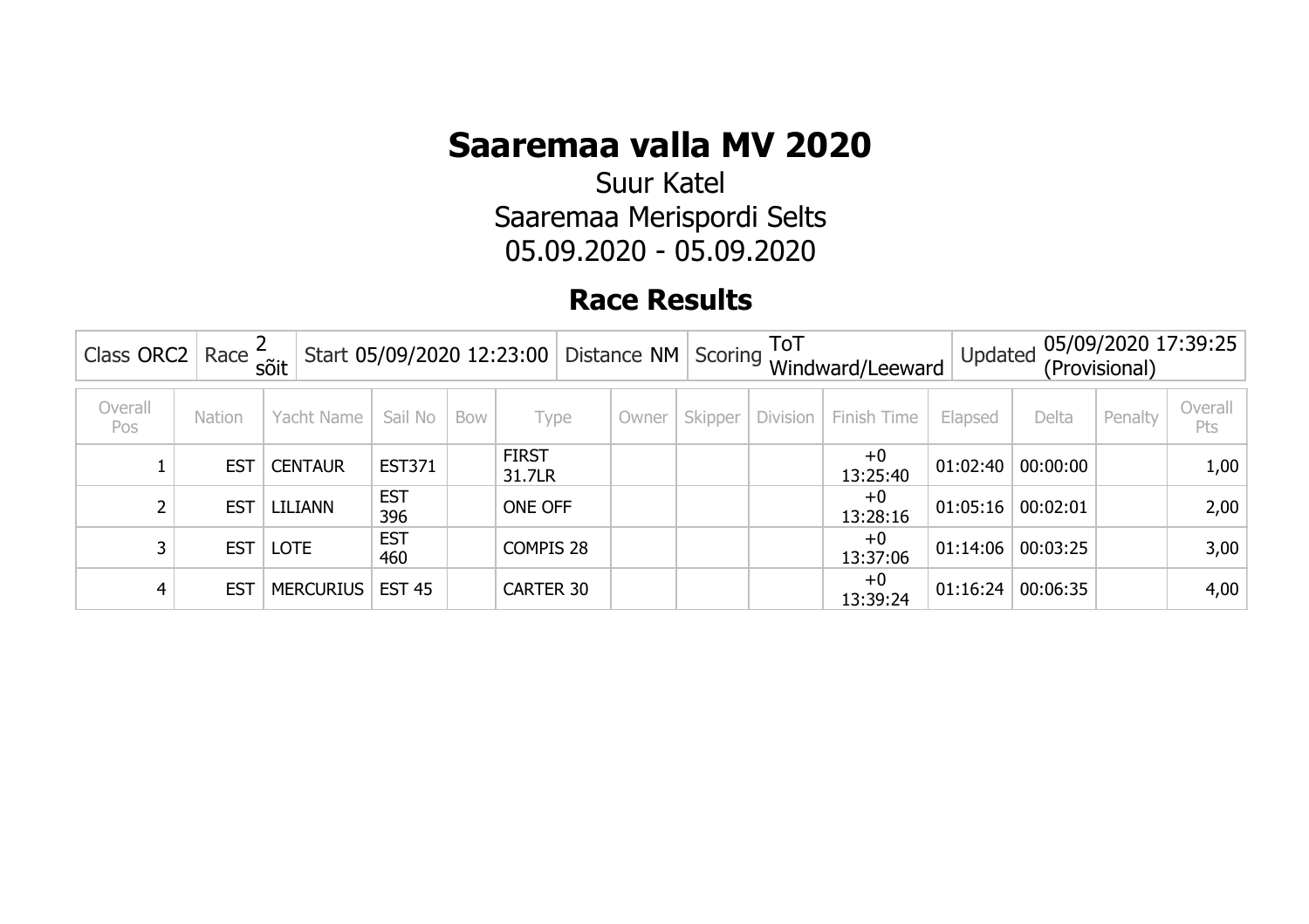# Saaremaa valla MV 2020

Suur Katel
Saaremaa Merispordi Selts
05.09.2020 - 05.09.2020

## Race Results

| Class ORC2 | Race 2 sõit | Start 05/09/2020 12:23:00 | Distance NM | Scoring ToT Windward/Leeward | Updated 05/09/2020 17:39:25 (Provisional) |
|---|---|---|---|---|---|

| Overall Pos | Nation | Yacht Name | Sail No | Bow | Type | Owner | Skipper | Division | Finish Time | Elapsed | Delta | Penalty | Overall Pts |
|---|---|---|---|---|---|---|---|---|---|---|---|---|---|
| 1 | EST | CENTAUR | EST371 | | FIRST 31.7LR | | | | +0 13:25:40 | 01:02:40 | 00:00:00 | | 1,00 |
| 2 | EST | LILIANN | EST 396 | | ONE OFF | | | | +0 13:28:16 | 01:05:16 | 00:02:01 | | 2,00 |
| 3 | EST | LOTE | EST 460 | | COMPIS 28 | | | | +0 13:37:06 | 01:14:06 | 00:03:25 | | 3,00 |
| 4 | EST | MERCURIUS | EST 45 | | CARTER 30 | | | | +0 13:39:24 | 01:16:24 | 00:06:35 | | 4,00 |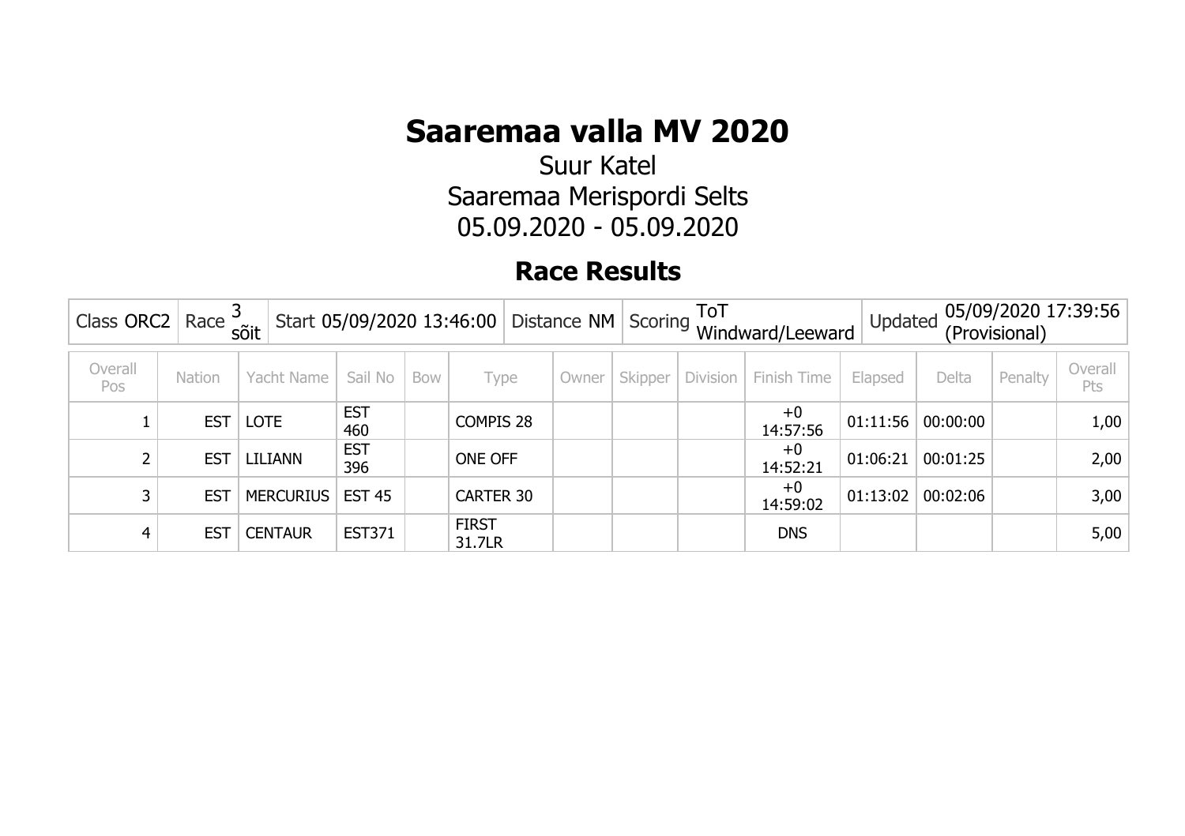# Saaremaa valla MV 2020

Suur Katel
Saaremaa Merispordi Selts
05.09.2020 - 05.09.2020

## Race Results

| Class ORC2 | Race 3 sõit | Start 05/09/2020 13:46:00 | Distance NM | Scoring ToT Windward/Leeward | Updated 05/09/2020 17:39:56 (Provisional) |
|---|---|---|---|---|---|

| Overall Pos | Nation | Yacht Name | Sail No | Bow | Type | Owner | Skipper | Division | Finish Time | Elapsed | Delta | Penalty | Overall Pts |
|---|---|---|---|---|---|---|---|---|---|---|---|---|---|
| 1 | EST | LOTE | EST 460 | | COMPIS 28 | | | | +0 14:57:56 | 01:11:56 | 00:00:00 | | 1,00 |
| 2 | EST | LILIANN | EST 396 | | ONE OFF | | | | +0 14:52:21 | 01:06:21 | 00:01:25 | | 2,00 |
| 3 | EST | MERCURIUS | EST 45 | | CARTER 30 | | | | +0 14:59:02 | 01:13:02 | 00:02:06 | | 3,00 |
| 4 | EST | CENTAUR | EST371 | | FIRST 31.7LR | | | | DNS | | | | 5,00 |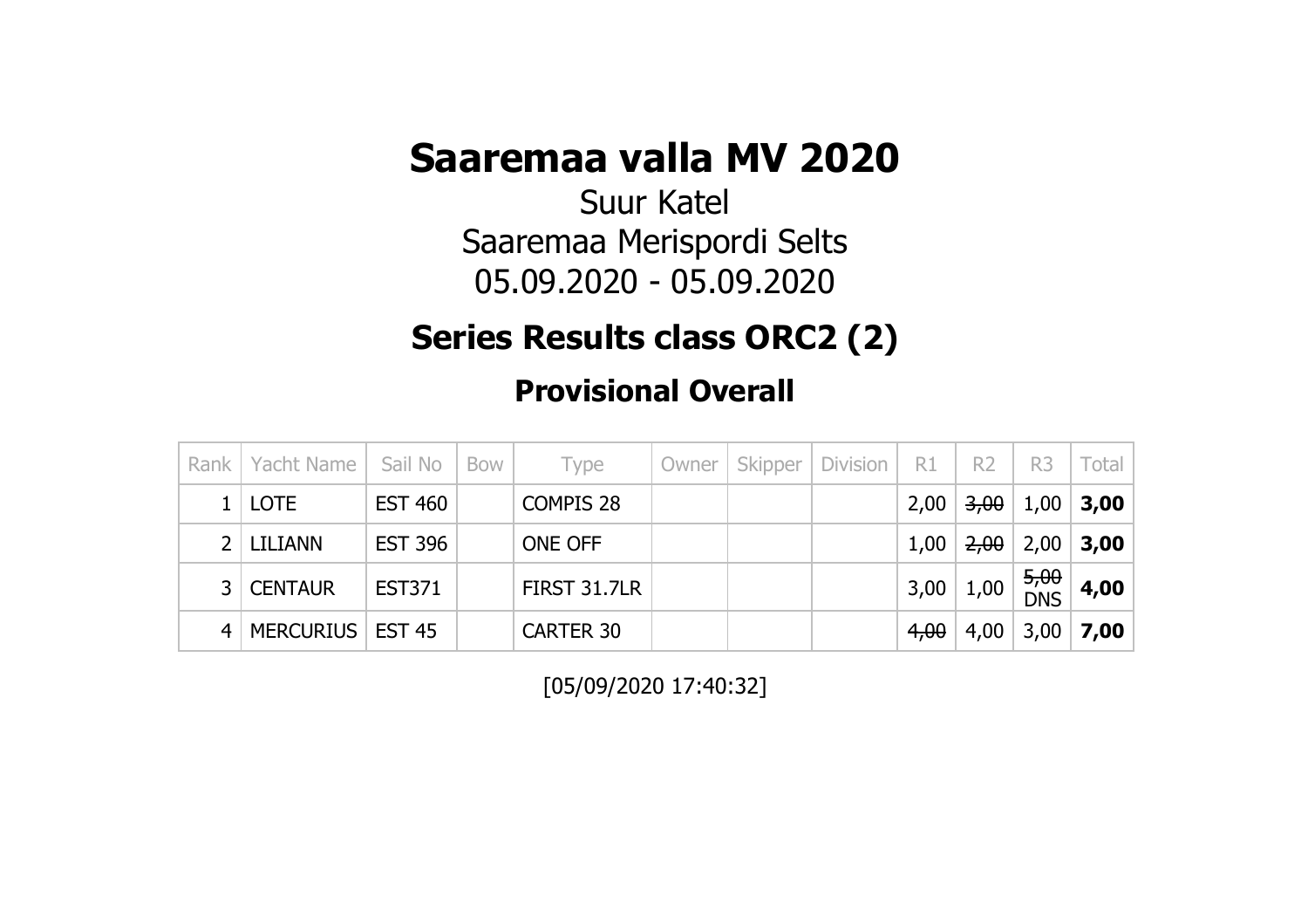# Saaremaa valla MV 2020

Suur Katel
Saaremaa Merispordi Selts
05.09.2020 - 05.09.2020

## Series Results class ORC2 (2)

### Provisional Overall

| Rank | Yacht Name | Sail No | Bow | Type | Owner | Skipper | Division | R1 | R2 | R3 | Total |
|---|---|---|---|---|---|---|---|---|---|---|---|
| 1 | LOTE | EST 460 | | COMPIS 28 | | | | 2,00 | ~~3,00~~ | 1,00 | **3,00** |
| 2 | LILIANN | EST 396 | | ONE OFF | | | | 1,00 | ~~2,00~~ | 2,00 | **3,00** |
| 3 | CENTAUR | EST371 | | FIRST 31.7LR | | | | 3,00 | 1,00 | ~~5,00~~ DNS | **4,00** |
| 4 | MERCURIUS | EST 45 | | CARTER 30 | | | | ~~4,00~~ | 4,00 | 3,00 | **7,00** |

[05/09/2020 17:40:32]